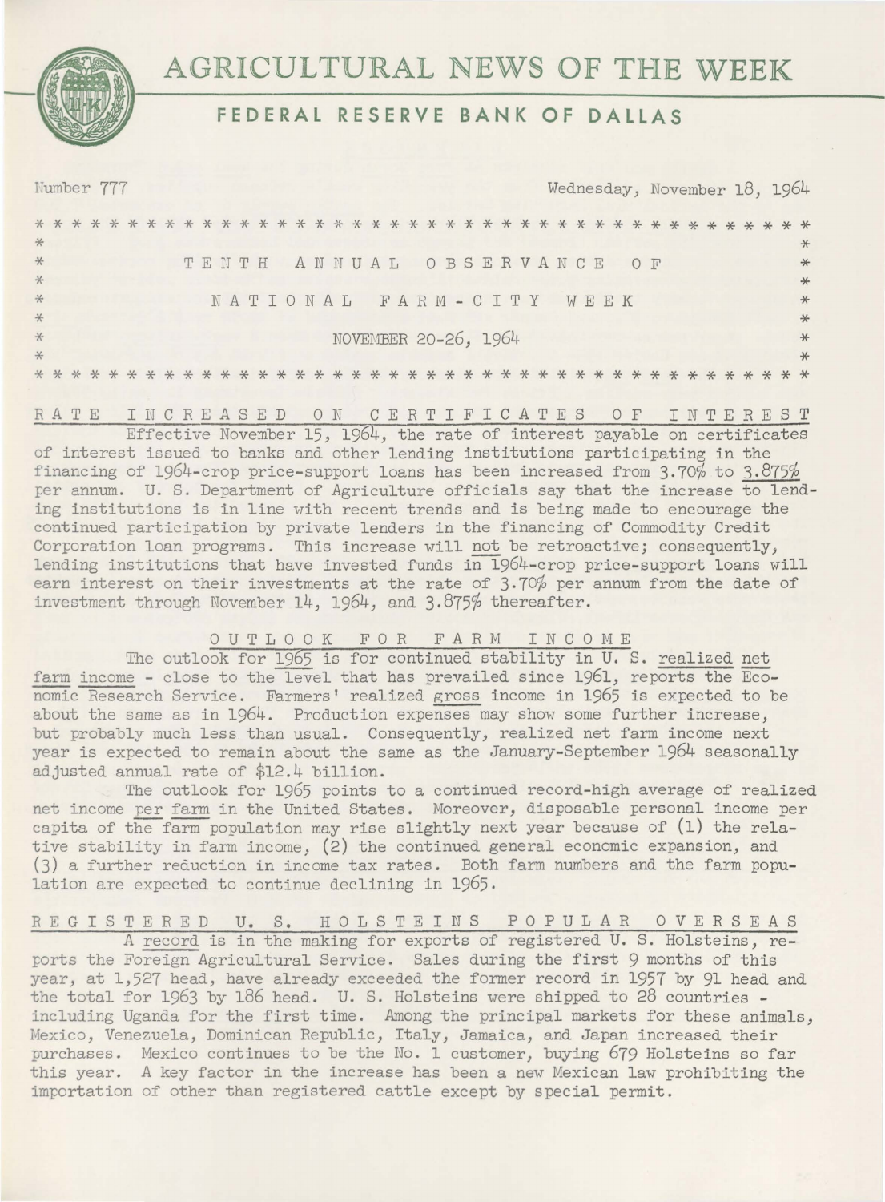# AGRICULTURAL NEWS OF THE WEEK

## FEDERAL RESERVE BANK OF DALLAS

Number 777 — Wednesday, November 18, 1964

**TENTH ANNUAL OBSERVANCE OF**

**NATIONAL FARM-CITY WEEK**

**NOVEMBER 20-26, 1964**

### RATE INCREASED ON CERTIFICATES OF INTEREST

Effective November 15, 1964, the rate of interest payable on certificates of interest issued to banks and other lending institutions participating in the financing of 1964-crop price-support loans has been increased from 3.70% to 3.875% per annum. U. S. Department of Agriculture officials say that the increase to lending institutions is in line with recent trends and is being made to encourage the continued participation by private lenders in the financing of Commodity Credit Corporation loan programs. This increase will not be retroactive; consequently, lending institutions that have invested funds in 1964-crop price-support loans will earn interest on their investments at the rate of 3.70% per annum from the date of investment through November 14, 1964, and 3.875% thereafter.

### OUTLOOK FOR FARM INCOME

The outlook for 1965 is for continued stability in U. S. realized net farm income - close to the level that has prevailed since 1961, reports the Economic Research Service. Farmers' realized gross income in 1965 is expected to be about the same as in 1964. Production expenses may show some further increase, but probably much less than usual. Consequently, realized net farm income next year is expected to remain about the same as the January-September 1964 seasonally adjusted annual rate of $12.4 billion.

The outlook for 1965 points to a continued record-high average of realized net income per farm in the United States. Moreover, disposable personal income per capita of the farm population may rise slightly next year because of (1) the relative stability in farm income, (2) the continued general economic expansion, and (3) a further reduction in income tax rates. Both farm numbers and the farm population are expected to continue declining in 1965.

### REGISTERED U. S. HOLSTEINS POPULAR OVERSEAS

A record is in the making for exports of registered U. S. Holsteins, reports the Foreign Agricultural Service. Sales during the first 9 months of this year, at 1,527 head, have already exceeded the former record in 1957 by 91 head and the total for 1963 by 186 head. U. S. Holsteins were shipped to 28 countries - including Uganda for the first time. Among the principal markets for these animals, Mexico, Venezuela, Dominican Republic, Italy, Jamaica, and Japan increased their purchases. Mexico continues to be the No. 1 customer, buying 679 Holsteins so far this year. A key factor in the increase has been a new Mexican law prohibiting the importation of other than registered cattle except by special permit.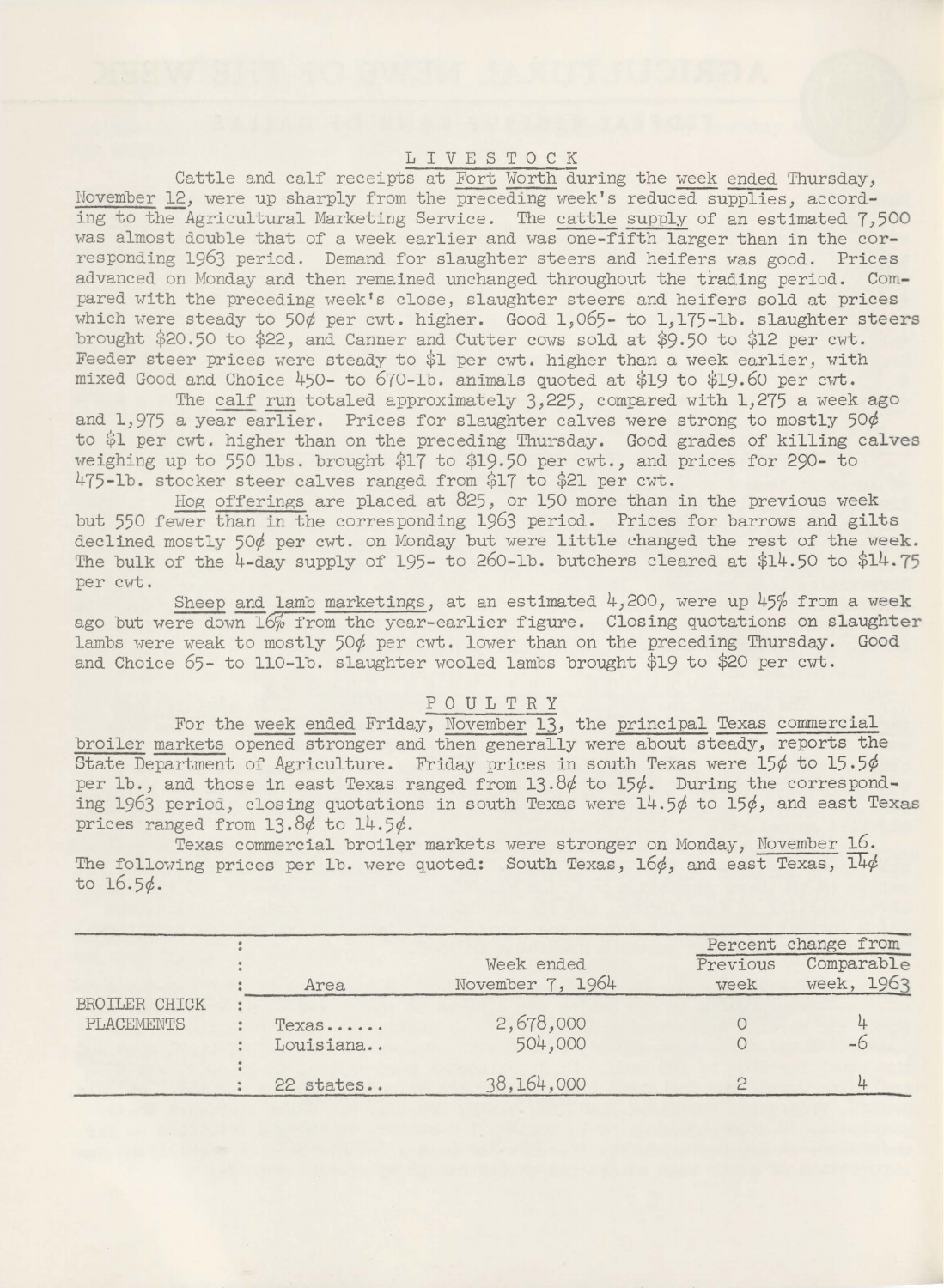## LIVESTOCK

Cattle and calf receipts at Fort Worth during the week ended Thursday, November 12, were up sharply from the preceding week's reduced supplies, according to the Agricultural Marketing Service. The cattle supply of an estimated 7,500 was almost double that of a week earlier and was one-fifth larger than in the corresponding 1963 period. Demand for slaughter steers and heifers was good. Prices advanced on Monday and then remained unchanged throughout the trading period. Compared with the preceding week's close, slaughter steers and heifers sold at prices which were steady to 50¢ per cwt. higher. Good 1,065- to 1,175-lb. slaughter steers brought $20.50 to $22, and Canner and Cutter cows sold at $9.50 to $12 per cwt. Feeder steer prices were steady to $1 per cwt. higher than a week earlier, with mixed Good and Choice 450- to 670-lb. animals quoted at $19 to $19.60 per cwt.

The calf run totaled approximately 3,225, compared with 1,275 a week ago and 1,975 a year earlier. Prices for slaughter calves were strong to mostly 50¢ to $1 per cwt. higher than on the preceding Thursday. Good grades of killing calves weighing up to 550 lbs. brought $17 to $19.50 per cwt., and prices for 290- to 475-lb. stocker steer calves ranged from $17 to $21 per cwt.

Hog offerings are placed at 825, or 150 more than in the previous week but 550 fewer than in the corresponding 1963 period. Prices for barrows and gilts declined mostly 50¢ per cwt. on Monday but were little changed the rest of the week. The bulk of the 4-day supply of 195- to 260-lb. butchers cleared at $14.50 to $14.75 per cwt.

Sheep and lamb marketings, at an estimated 4,200, were up 45% from a week ago but were down 16% from the year-earlier figure. Closing quotations on slaughter lambs were weak to mostly 50¢ per cwt. lower than on the preceding Thursday. Good and Choice 65- to 110-lb. slaughter wooled lambs brought $19 to $20 per cwt.

## POULTRY

For the week ended Friday, November 13, the principal Texas commercial broiler markets opened stronger and then generally were about steady, reports the State Department of Agriculture. Friday prices in south Texas were 15¢ to 15.5¢ per lb., and those in east Texas ranged from 13.8¢ to 15¢. During the corresponding 1963 period, closing quotations in south Texas were 14.5¢ to 15¢, and east Texas prices ranged from 13.8¢ to 14.5¢.

Texas commercial broiler markets were stronger on Monday, November 16. The following prices per lb. were quoted: South Texas, 16¢, and east Texas, 14¢ to 16.5¢.

| | Area | Week ended November 7, 1964 | Percent change from Previous week | Percent change from Comparable week, 1963 |
|---|---|---|---|---|
| BROILER CHICK PLACEMENTS | Texas...... | 2,678,000 | 0 | 4 |
| | Louisiana.. | 504,000 | 0 | -6 |
| | 22 states.. | 38,164,000 | 2 | 4 |